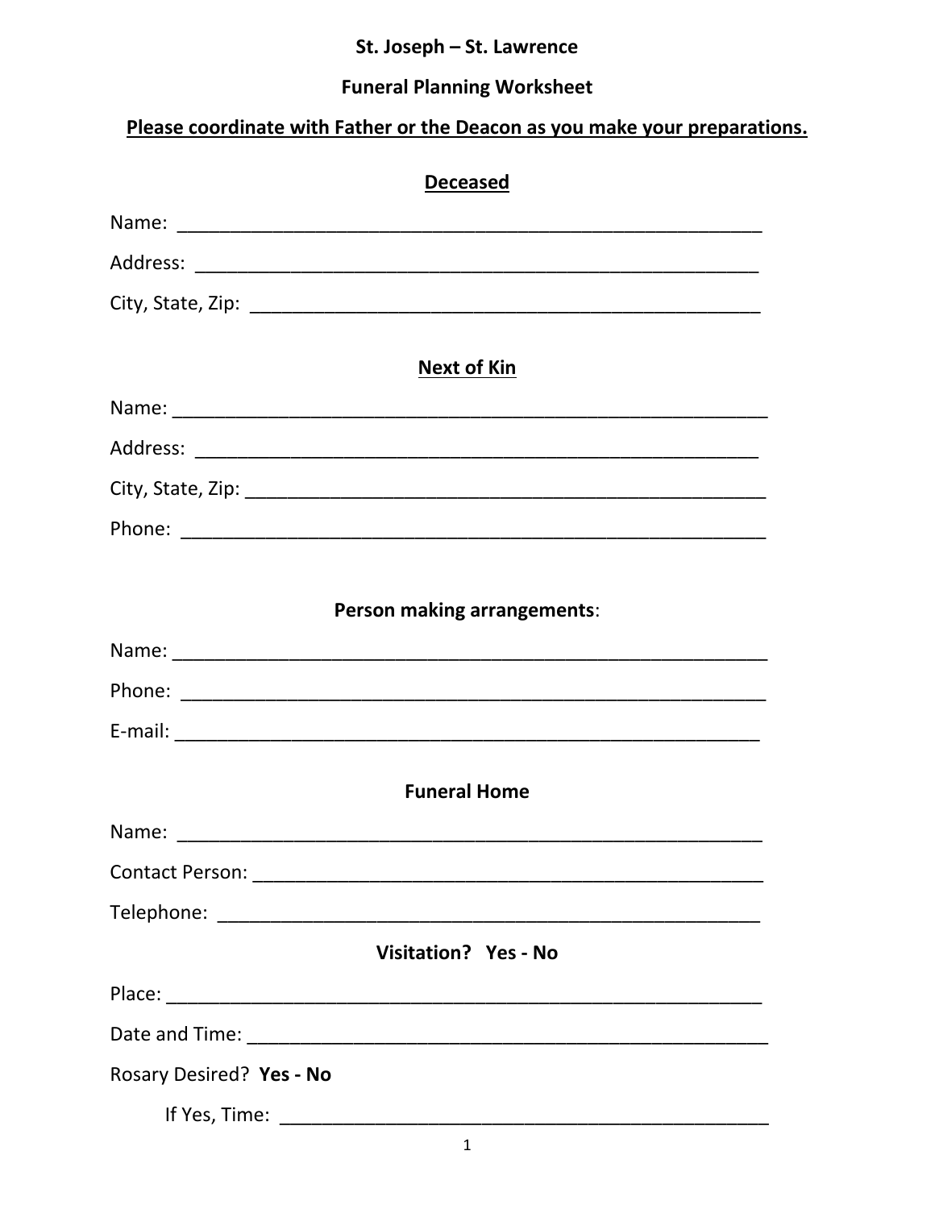**St. Joseph – St. Lawrence**

**Funeral Planning Worksheet**

**Please coordinate with Father or the Deacon as you make your preparations.**

## Deceased

Name: ___________________________________________________________

Address: _________________________________________________________

City, State, Zip: ___________________________________________________

## Next of Kin

Name: ___________________________________________________________

Address: _________________________________________________________

City, State, Zip: ___________________________________________________

Phone: __________________________________________________________

## Person making arrangements:

Name: ___________________________________________________________

Phone: __________________________________________________________

E-mail: __________________________________________________________

## Funeral Home

Name: ___________________________________________________________

Contact Person: ____________________________________________________

Telephone: _______________________________________________________

## Visitation? Yes - No

Place: ___________________________________________________________

Date and Time: ____________________________________________________

Rosary Desired? **Yes - No**

If Yes, Time: _______________________________________________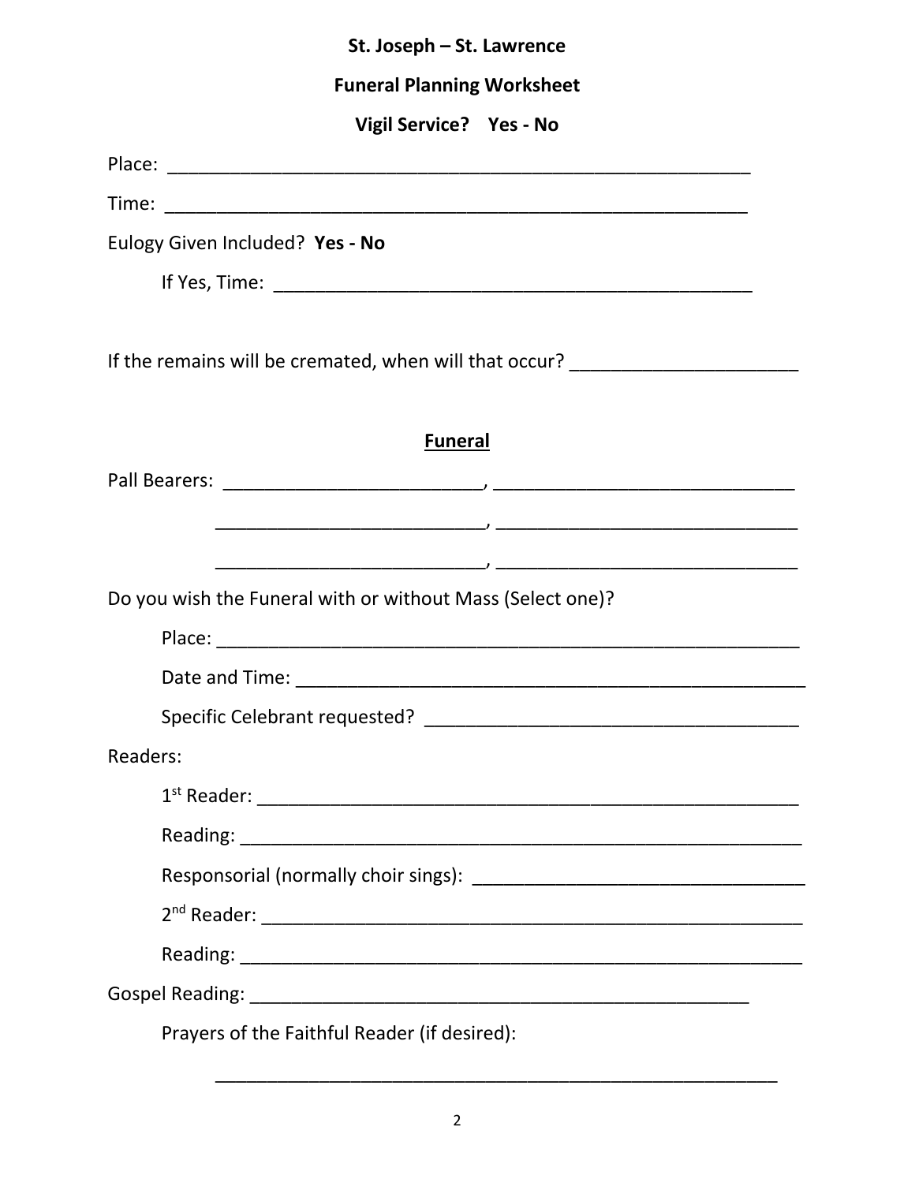**St. Joseph – St. Lawrence**

**Funeral Planning Worksheet**

**Vigil Service? Yes - No**

Place: ___________________________________________________________

Time: ___________________________________________________________

Eulogy Given Included? **Yes - No**

If Yes, Time: _______________________________________________

If the remains will be cremated, when will that occur? ______________________

## Funeral

Pall Bearers: _________________________, _____________________________

_________________________, _____________________________

_________________________, _____________________________

Do you wish the Funeral with or without Mass (Select one)?

Place: _______________________________________________________

Date and Time: ________________________________________________

Specific Celebrant requested? ____________________________________

Readers:

1st Reader: ___________________________________________________

Reading: _____________________________________________________

Responsorial (normally choir sings): ________________________________

2nd Reader: ___________________________________________________

Reading: _____________________________________________________

Gospel Reading: ________________________________________________

Prayers of the Faithful Reader (if desired):

_______________________________________________________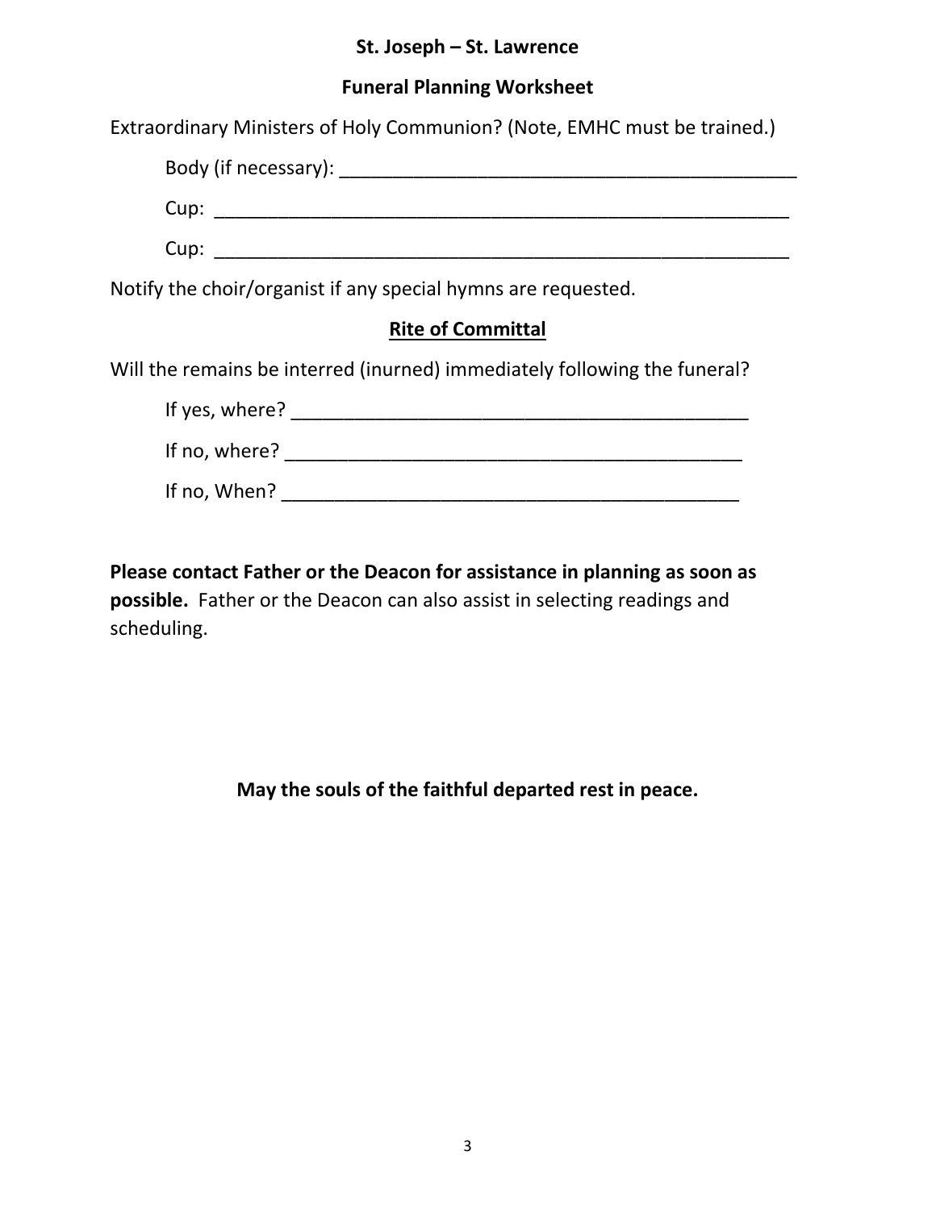**St. Joseph – St. Lawrence**

**Funeral Planning Worksheet**

Extraordinary Ministers of Holy Communion? (Note, EMHC must be trained.)

Body (if necessary): ____________________________________________

Cup: _______________________________________________________

Cup: _______________________________________________________

Notify the choir/organist if any special hymns are requested.

## Rite of Committal

Will the remains be interred (inurned) immediately following the funeral?

If yes, where? ____________________________________________

If no, where? ____________________________________________

If no, When? ____________________________________________

**Please contact Father or the Deacon for assistance in planning as soon as possible.** Father or the Deacon can also assist in selecting readings and scheduling.

**May the souls of the faithful departed rest in peace.**